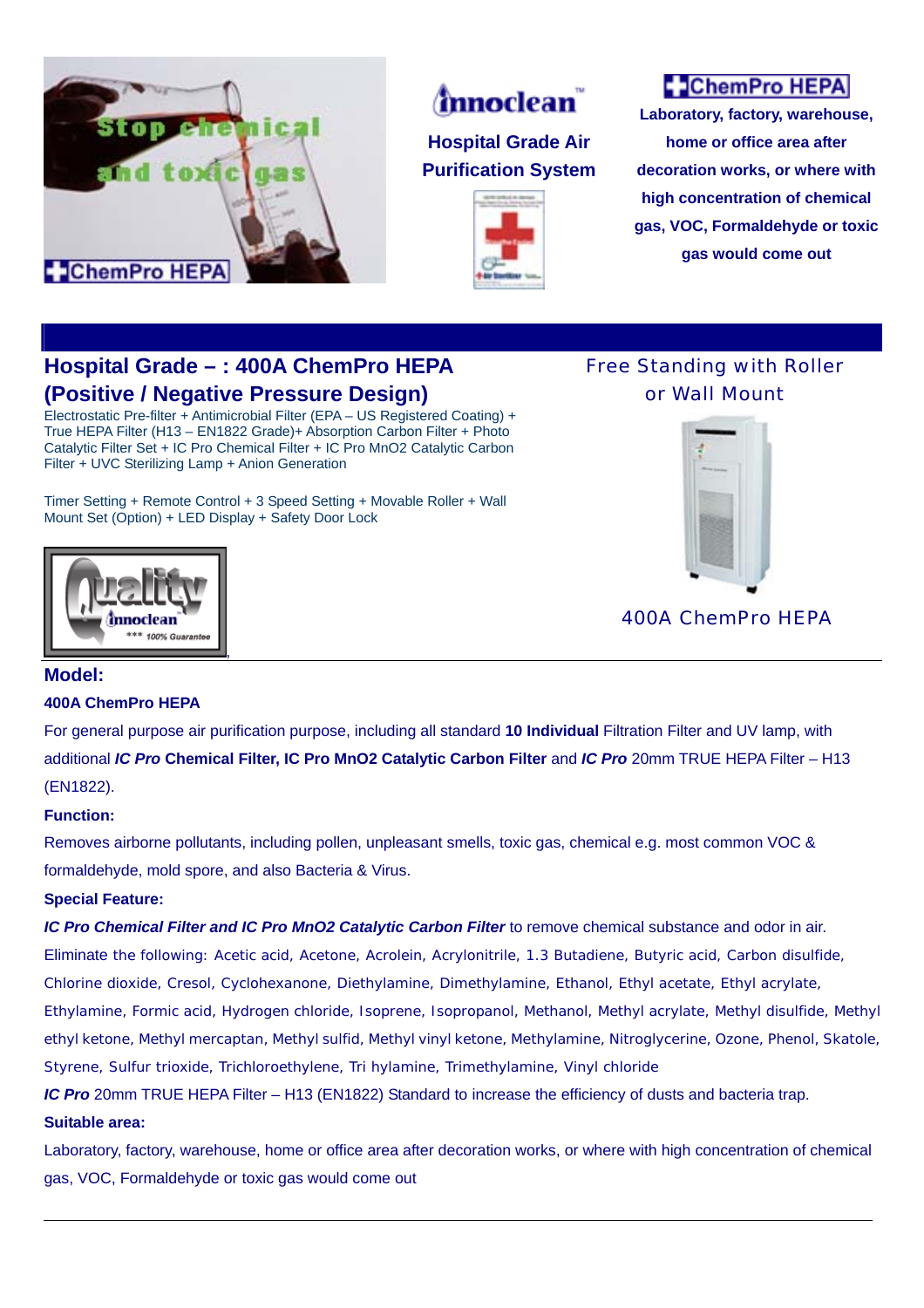**ChemPro HEPA**

**Innoclean™**

**Hospital Grade Air Purification System**

**ChemPro HEPA**

**Laboratory, factory, warehouse, home or office area after decoration works, or where with high concentration of chemical gas, VOC, Formaldehyde or toxic gas would come out**

## Hospital Grade – : 400A ChemPro HEPA (Positive / Negative Pressure Design)

Electrostatic Pre-filter + Antimicrobial Filter (EPA – US Registered Coating) + True HEPA Filter (H13 – EN1822 Grade)+ Absorption Carbon Filter + Photo Catalytic Filter Set + IC Pro Chemical Filter + IC Pro MnO2 Catalytic Carbon Filter + UVC Sterilizing Lamp + Anion Generation

Timer Setting + Remote Control + 3 Speed Setting + Movable Roller + Wall Mount Set (Option) + LED Display + Safety Door Lock

Free Standing with Roller or Wall Mount

400A ChemPro HEPA

### Model:

**400A ChemPro HEPA**

For general purpose air purification purpose, including all standard **10 Individual** Filtration Filter and UV lamp, with additional ***IC Pro* Chemical Filter, IC Pro MnO2 Catalytic Carbon Filter** and ***IC Pro*** 20mm TRUE HEPA Filter – H13 (EN1822).

**Function:**

Removes airborne pollutants, including pollen, unpleasant smells, toxic gas, chemical e.g. most common VOC & formaldehyde, mold spore, and also Bacteria & Virus.

**Special Feature:**

***IC Pro Chemical Filter and IC Pro MnO2 Catalytic Carbon Filter*** to remove chemical substance and odor in air.

Eliminate the following: Acetic acid, Acetone, Acrolein, Acrylonitrile, 1.3 Butadiene, Butyric acid, Carbon disulfide, Chlorine dioxide, Cresol, Cyclohexanone, Diethylamine, Dimethylamine, Ethanol, Ethyl acetate, Ethyl acrylate, Ethylamine, Formic acid, Hydrogen chloride, Isoprene, Isopropanol, Methanol, Methyl acrylate, Methyl disulfide, Methyl ethyl ketone, Methyl mercaptan, Methyl sulfid, Methyl vinyl ketone, Methylamine, Nitroglycerine, Ozone, Phenol, Skatole, Styrene, Sulfur trioxide, Trichloroethylene, Tri hylamine, Trimethylamine, Vinyl chloride

***IC Pro*** 20mm TRUE HEPA Filter – H13 (EN1822) Standard to increase the efficiency of dusts and bacteria trap.

**Suitable area:**

Laboratory, factory, warehouse, home or office area after decoration works, or where with high concentration of chemical gas, VOC, Formaldehyde or toxic gas would come out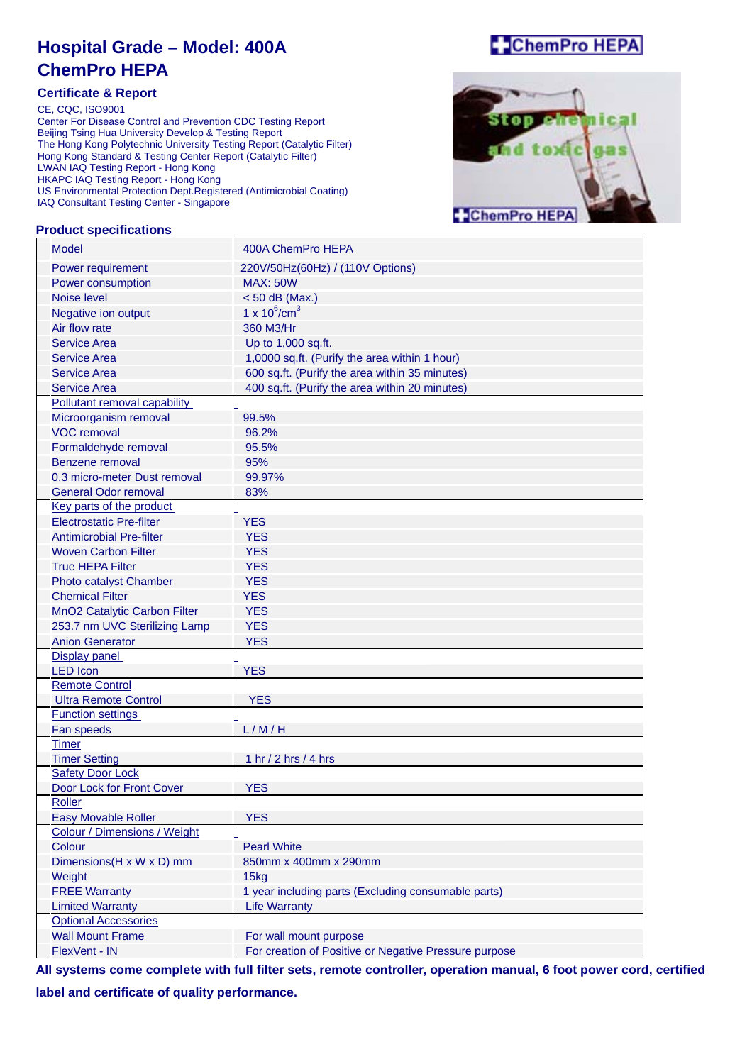# Hospital Grade – Model: 400A
# ChemPro HEPA

## Certificate & Report

CE, CQC, ISO9001
Center For Disease Control and Prevention CDC Testing Report
Beijing Tsing Hua University Develop & Testing Report
The Hong Kong Polytechnic University Testing Report (Catalytic Filter)
Hong Kong Standard & Testing Center Report (Catalytic Filter)
LWAN IAQ Testing Report - Hong Kong
HKAPC IAQ Testing Report - Hong Kong
US Environmental Protection Dept.Registered (Antimicrobial Coating)
IAQ Consultant Testing Center - Singapore

## Product specifications

| | |
|---|---|
| Model | 400A ChemPro HEPA |
| Power requirement | 220V/50Hz(60Hz) / (110V Options) |
| Power consumption | MAX: 50W |
| Noise level | < 50 dB (Max.) |
| Negative ion output | $1 \times 10^{6}/cm^{3}$ |
| Air flow rate | 360 M3/Hr |
| Service Area | Up to 1,000 sq.ft. |
| Service Area | 1,0000 sq.ft. (Purify the area within 1 hour) |
| Service Area | 600 sq.ft. (Purify the area within 35 minutes) |
| Service Area | 400 sq.ft. (Purify the area within 20 minutes) |
| Pollutant removal capability | |
| Microorganism removal | 99.5% |
| VOC removal | 96.2% |
| Formaldehyde removal | 95.5% |
| Benzene removal | 95% |
| 0.3 micro-meter Dust removal | 99.97% |
| General Odor removal | 83% |
| Key parts of the product | |
| Electrostatic Pre-filter | YES |
| Antimicrobial Pre-filter | YES |
| Woven Carbon Filter | YES |
| True HEPA Filter | YES |
| Photo catalyst Chamber | YES |
| Chemical Filter | YES |
| MnO2 Catalytic Carbon Filter | YES |
| 253.7 nm UVC Sterilizing Lamp | YES |
| Anion Generator | YES |
| Display panel | |
| LED Icon | YES |
| Remote Control | |
| Ultra Remote Control | YES |
| Function settings | |
| Fan speeds | L / M / H |
| Timer | |
| Timer Setting | 1 hr / 2 hrs / 4 hrs |
| Safety Door Lock | |
| Door Lock for Front Cover | YES |
| Roller | |
| Easy Movable Roller | YES |
| Colour / Dimensions / Weight | |
| Colour | Pearl White |
| Dimensions(H x W x D) mm | 850mm x 400mm x 290mm |
| Weight | 15kg |
| FREE Warranty | 1 year including parts (Excluding consumable parts) |
| Limited Warranty | Life Warranty |
| Optional Accessories | |
| Wall Mount Frame | For wall mount purpose |
| FlexVent - IN | For creation of Positive or Negative Pressure purpose |

**All systems come complete with full filter sets, remote controller, operation manual, 6 foot power cord, certified label and certificate of quality performance.**